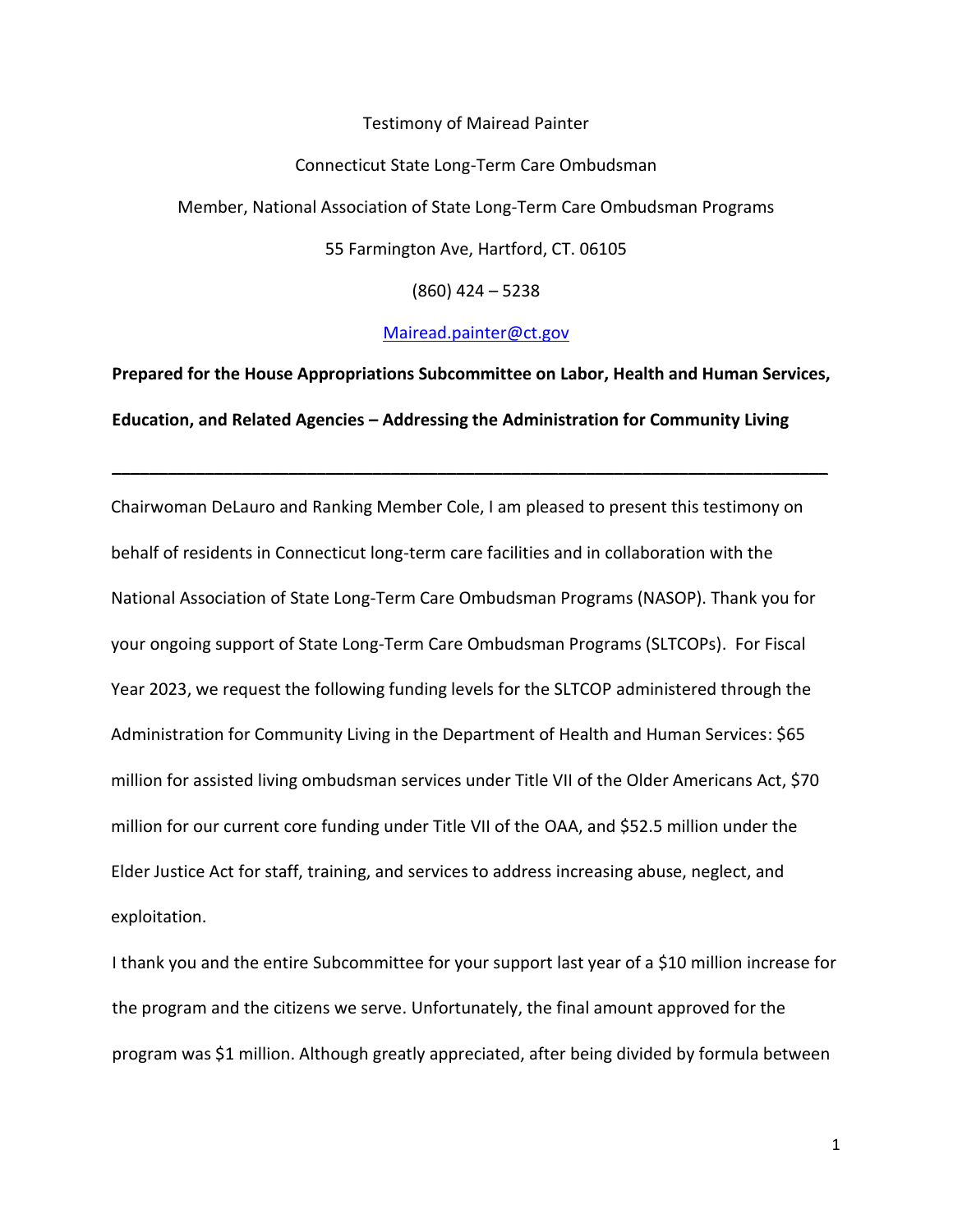Testimony of Mairead Painter

Connecticut State Long-Term Care Ombudsman

Member, National Association of State Long-Term Care Ombudsman Programs

55 Farmington Ave, Hartford, CT. 06105

(860) 424 – 5238

[Mairead.painter@ct.gov](mailto:Mairead.painter@ct.gov)

**Prepared for the House Appropriations Subcommittee on Labor, Health and Human Services, Education, and Related Agencies – Addressing the Administration for Community Living**

---

Chairwoman DeLauro and Ranking Member Cole, I am pleased to present this testimony on behalf of residents in Connecticut long-term care facilities and in collaboration with the National Association of State Long-Term Care Ombudsman Programs (NASOP). Thank you for your ongoing support of State Long-Term Care Ombudsman Programs (SLTCOPs). For Fiscal Year 2023, we request the following funding levels for the SLTCOP administered through the Administration for Community Living in the Department of Health and Human Services: $65 million for assisted living ombudsman services under Title VII of the Older Americans Act, $70 million for our current core funding under Title VII of the OAA, and $52.5 million under the Elder Justice Act for staff, training, and services to address increasing abuse, neglect, and exploitation.

I thank you and the entire Subcommittee for your support last year of a $10 million increase for the program and the citizens we serve. Unfortunately, the final amount approved for the program was $1 million. Although greatly appreciated, after being divided by formula between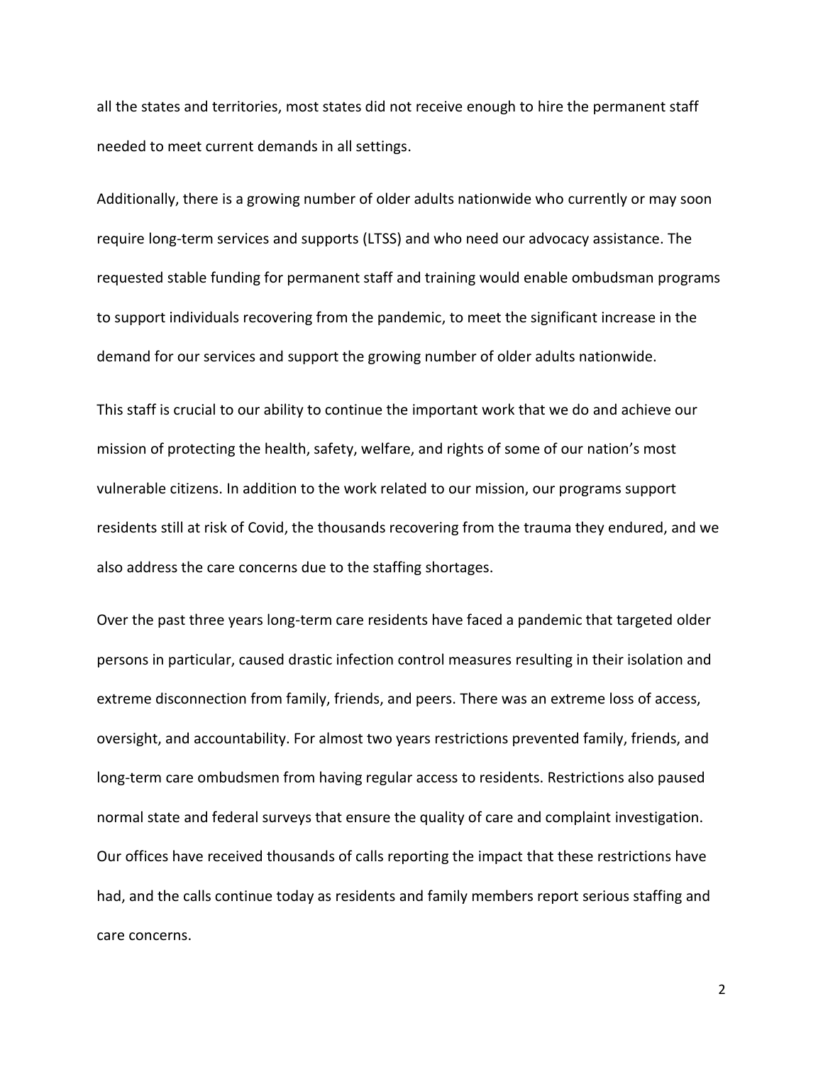all the states and territories, most states did not receive enough to hire the permanent staff needed to meet current demands in all settings.

Additionally, there is a growing number of older adults nationwide who currently or may soon require long-term services and supports (LTSS) and who need our advocacy assistance. The requested stable funding for permanent staff and training would enable ombudsman programs to support individuals recovering from the pandemic, to meet the significant increase in the demand for our services and support the growing number of older adults nationwide.

This staff is crucial to our ability to continue the important work that we do and achieve our mission of protecting the health, safety, welfare, and rights of some of our nation's most vulnerable citizens. In addition to the work related to our mission, our programs support residents still at risk of Covid, the thousands recovering from the trauma they endured, and we also address the care concerns due to the staffing shortages.

Over the past three years long-term care residents have faced a pandemic that targeted older persons in particular, caused drastic infection control measures resulting in their isolation and extreme disconnection from family, friends, and peers. There was an extreme loss of access, oversight, and accountability. For almost two years restrictions prevented family, friends, and long-term care ombudsmen from having regular access to residents. Restrictions also paused normal state and federal surveys that ensure the quality of care and complaint investigation. Our offices have received thousands of calls reporting the impact that these restrictions have had, and the calls continue today as residents and family members report serious staffing and care concerns.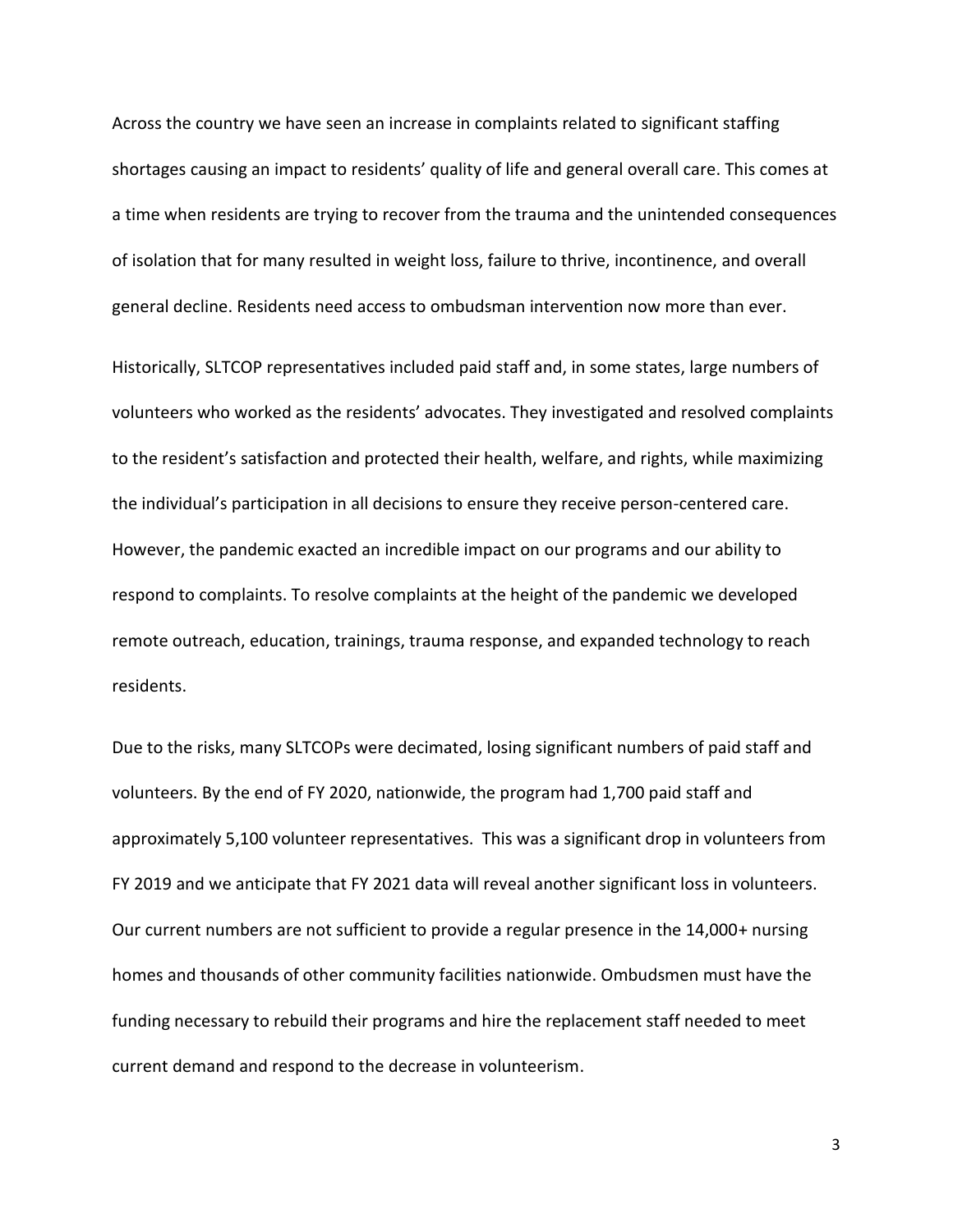Across the country we have seen an increase in complaints related to significant staffing shortages causing an impact to residents' quality of life and general overall care. This comes at a time when residents are trying to recover from the trauma and the unintended consequences of isolation that for many resulted in weight loss, failure to thrive, incontinence, and overall general decline. Residents need access to ombudsman intervention now more than ever.

Historically, SLTCOP representatives included paid staff and, in some states, large numbers of volunteers who worked as the residents' advocates. They investigated and resolved complaints to the resident's satisfaction and protected their health, welfare, and rights, while maximizing the individual's participation in all decisions to ensure they receive person-centered care. However, the pandemic exacted an incredible impact on our programs and our ability to respond to complaints. To resolve complaints at the height of the pandemic we developed remote outreach, education, trainings, trauma response, and expanded technology to reach residents.

Due to the risks, many SLTCOPs were decimated, losing significant numbers of paid staff and volunteers. By the end of FY 2020, nationwide, the program had 1,700 paid staff and approximately 5,100 volunteer representatives. This was a significant drop in volunteers from FY 2019 and we anticipate that FY 2021 data will reveal another significant loss in volunteers. Our current numbers are not sufficient to provide a regular presence in the 14,000+ nursing homes and thousands of other community facilities nationwide. Ombudsmen must have the funding necessary to rebuild their programs and hire the replacement staff needed to meet current demand and respond to the decrease in volunteerism.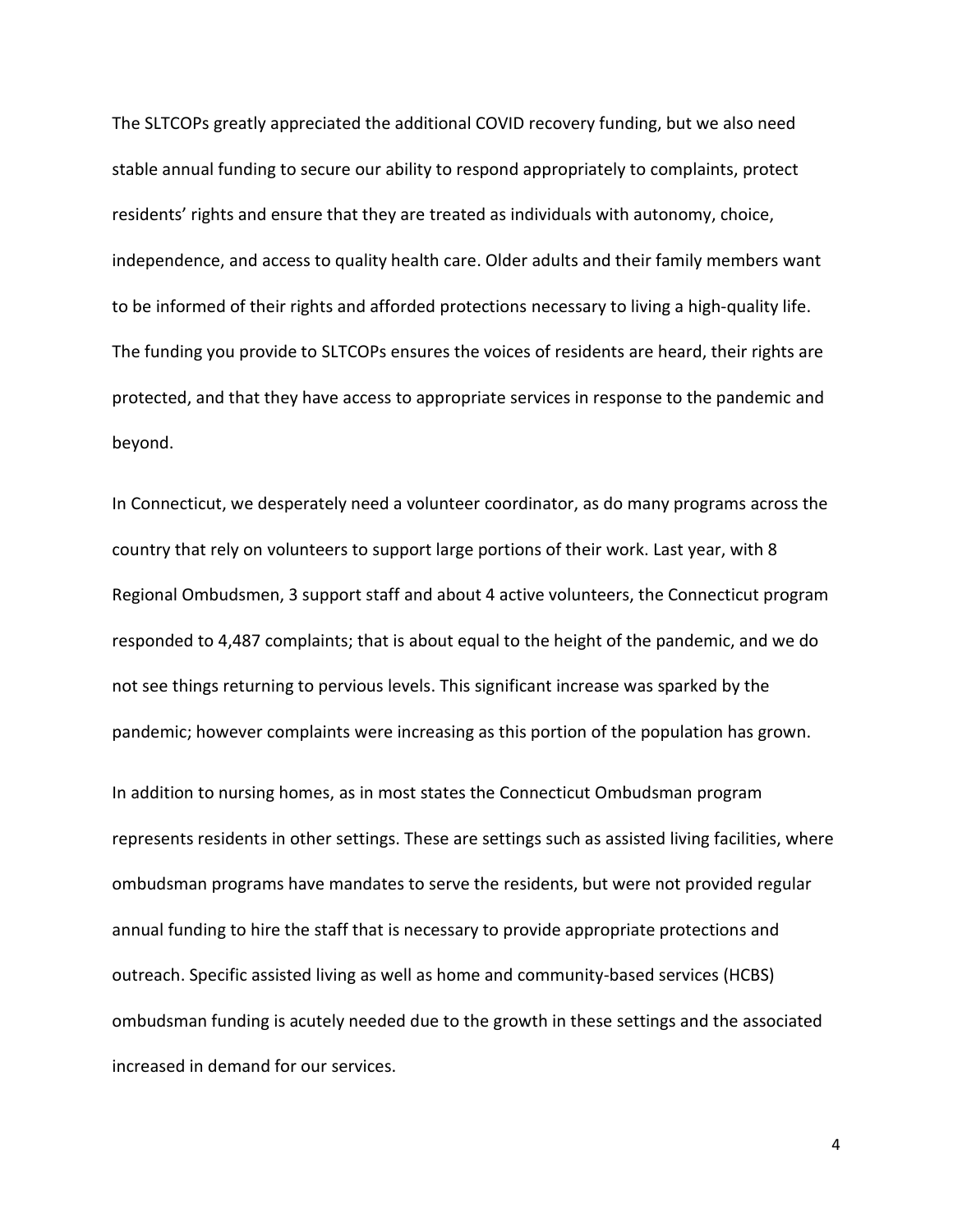The SLTCOPs greatly appreciated the additional COVID recovery funding, but we also need stable annual funding to secure our ability to respond appropriately to complaints, protect residents' rights and ensure that they are treated as individuals with autonomy, choice, independence, and access to quality health care. Older adults and their family members want to be informed of their rights and afforded protections necessary to living a high-quality life. The funding you provide to SLTCOPs ensures the voices of residents are heard, their rights are protected, and that they have access to appropriate services in response to the pandemic and beyond.

In Connecticut, we desperately need a volunteer coordinator, as do many programs across the country that rely on volunteers to support large portions of their work. Last year, with 8 Regional Ombudsmen, 3 support staff and about 4 active volunteers, the Connecticut program responded to 4,487 complaints; that is about equal to the height of the pandemic, and we do not see things returning to pervious levels. This significant increase was sparked by the pandemic; however complaints were increasing as this portion of the population has grown.

In addition to nursing homes, as in most states the Connecticut Ombudsman program represents residents in other settings. These are settings such as assisted living facilities, where ombudsman programs have mandates to serve the residents, but were not provided regular annual funding to hire the staff that is necessary to provide appropriate protections and outreach. Specific assisted living as well as home and community-based services (HCBS) ombudsman funding is acutely needed due to the growth in these settings and the associated increased in demand for our services.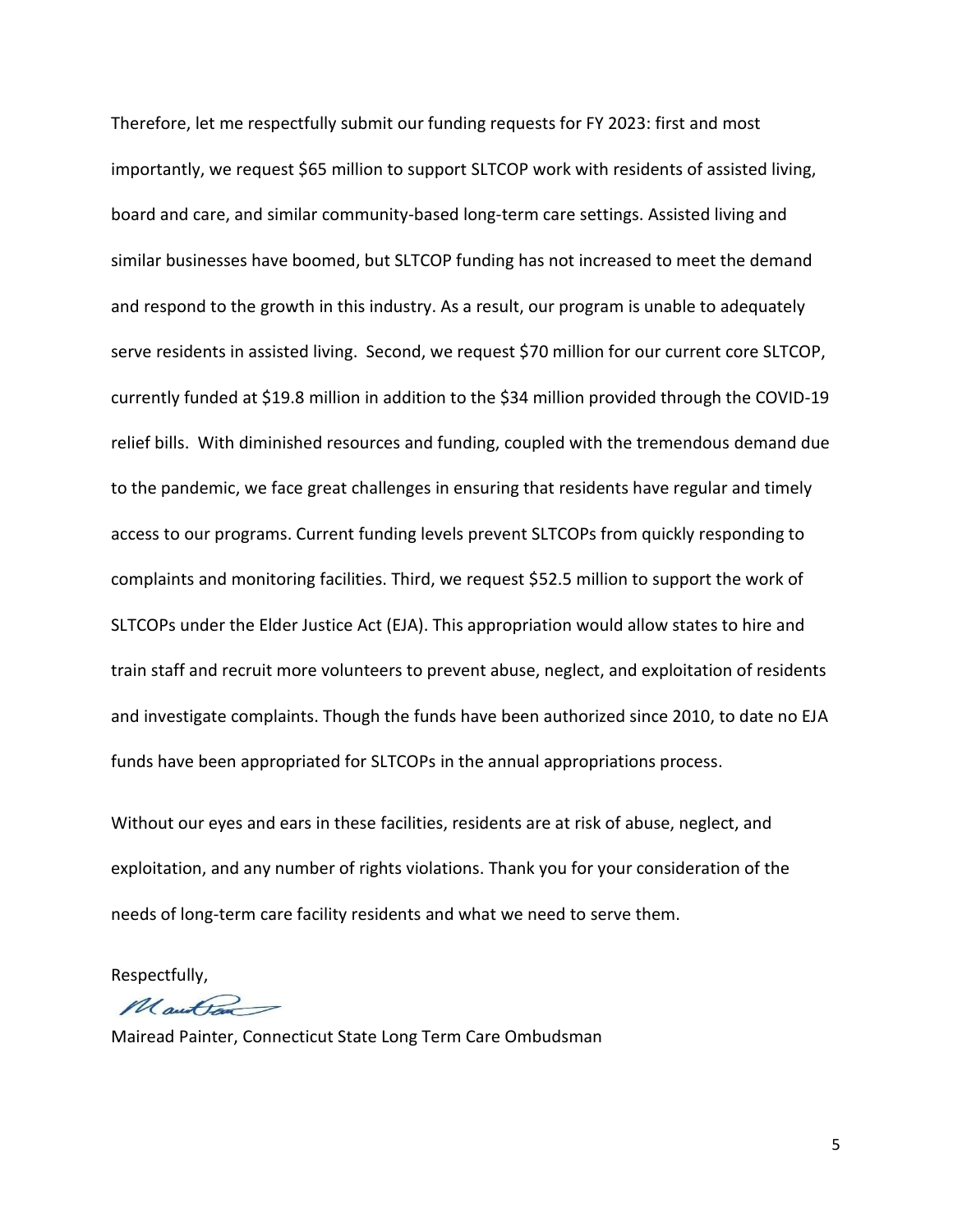Therefore, let me respectfully submit our funding requests for FY 2023: first and most importantly, we request $65 million to support SLTCOP work with residents of assisted living, board and care, and similar community-based long-term care settings. Assisted living and similar businesses have boomed, but SLTCOP funding has not increased to meet the demand and respond to the growth in this industry. As a result, our program is unable to adequately serve residents in assisted living. Second, we request $70 million for our current core SLTCOP, currently funded at $19.8 million in addition to the $34 million provided through the COVID-19 relief bills. With diminished resources and funding, coupled with the tremendous demand due to the pandemic, we face great challenges in ensuring that residents have regular and timely access to our programs. Current funding levels prevent SLTCOPs from quickly responding to complaints and monitoring facilities. Third, we request $52.5 million to support the work of SLTCOPs under the Elder Justice Act (EJA). This appropriation would allow states to hire and train staff and recruit more volunteers to prevent abuse, neglect, and exploitation of residents and investigate complaints. Though the funds have been authorized since 2010, to date no EJA funds have been appropriated for SLTCOPs in the annual appropriations process.

Without our eyes and ears in these facilities, residents are at risk of abuse, neglect, and exploitation, and any number of rights violations. Thank you for your consideration of the needs of long-term care facility residents and what we need to serve them.

Respectfully,

Mairead Painter, Connecticut State Long Term Care Ombudsman